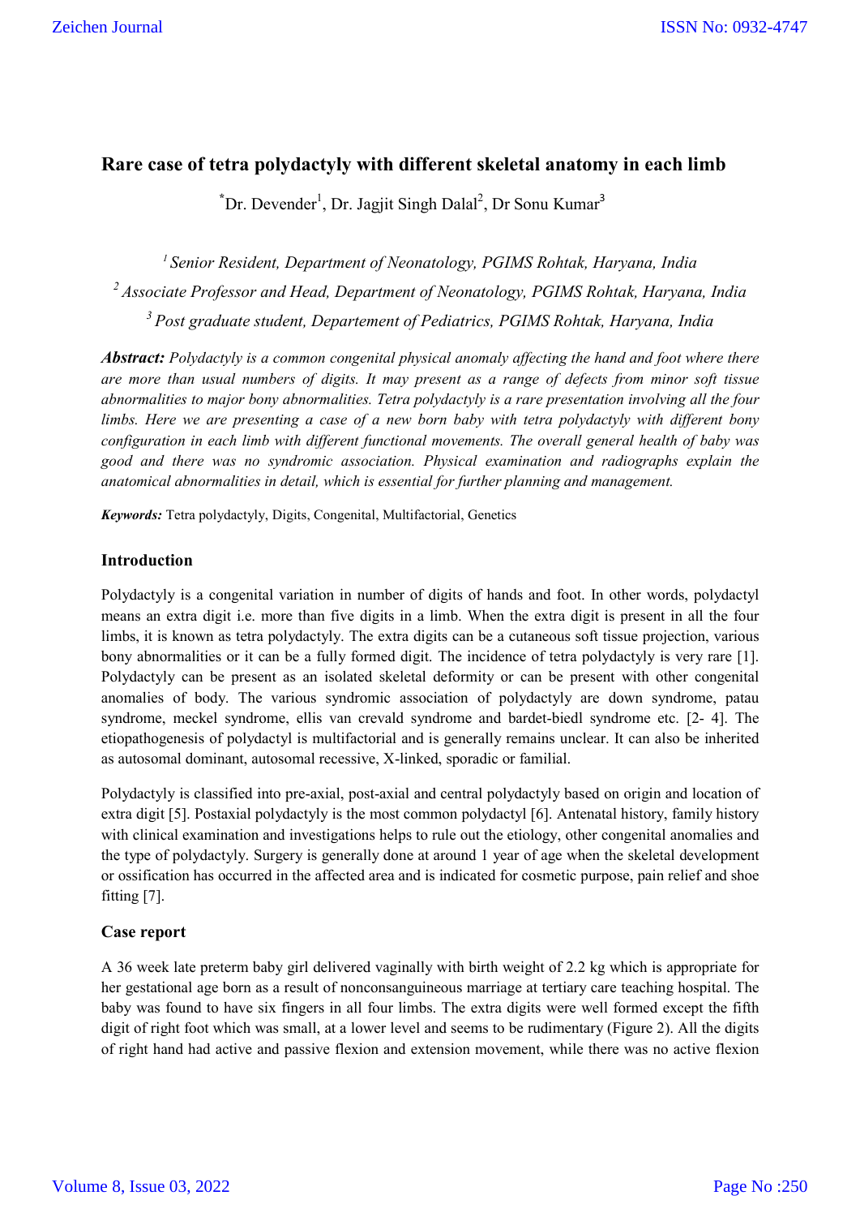# Rare case of tetra polydactyly with different skeletal anatomy in each limb

*Dr. Devender[1], Dr. Jagjit Singh Dalal[2], Dr Sonu Kumar[3]

[1] *Senior Resident, Department of Neonatology, PGIMS Rohtak, Haryana, India*

[2] *Associate Professor and Head, Department of Neonatology, PGIMS Rohtak, Haryana, India*

[3] *Post graduate student, Departement of Pediatrics, PGIMS Rohtak, Haryana, India*

***Abstract:*** *Polydactyly is a common congenital physical anomaly affecting the hand and foot where there are more than usual numbers of digits. It may present as a range of defects from minor soft tissue abnormalities to major bony abnormalities. Tetra polydactyly is a rare presentation involving all the four limbs. Here we are presenting a case of a new born baby with tetra polydactyly with different bony configuration in each limb with different functional movements. The overall general health of baby was good and there was no syndromic association. Physical examination and radiographs explain the anatomical abnormalities in detail, which is essential for further planning and management.*

***Keywords:*** Tetra polydactyly, Digits, Congenital, Multifactorial, Genetics

## Introduction

Polydactyly is a congenital variation in number of digits of hands and foot. In other words, polydactyl means an extra digit i.e. more than five digits in a limb. When the extra digit is present in all the four limbs, it is known as tetra polydactyly. The extra digits can be a cutaneous soft tissue projection, various bony abnormalities or it can be a fully formed digit. The incidence of tetra polydactyly is very rare [1]. Polydactyly can be present as an isolated skeletal deformity or can be present with other congenital anomalies of body. The various syndromic association of polydactyly are down syndrome, patau syndrome, meckel syndrome, ellis van crevald syndrome and bardet-biedl syndrome etc. [2- 4]. The etiopathogenesis of polydactyl is multifactorial and is generally remains unclear. It can also be inherited as autosomal dominant, autosomal recessive, X-linked, sporadic or familial.

Polydactyly is classified into pre-axial, post-axial and central polydactyly based on origin and location of extra digit [5]. Postaxial polydactyly is the most common polydactyl [6]. Antenatal history, family history with clinical examination and investigations helps to rule out the etiology, other congenital anomalies and the type of polydactyly. Surgery is generally done at around 1 year of age when the skeletal development or ossification has occurred in the affected area and is indicated for cosmetic purpose, pain relief and shoe fitting [7].

## Case report

A 36 week late preterm baby girl delivered vaginally with birth weight of 2.2 kg which is appropriate for her gestational age born as a result of nonconsanguineous marriage at tertiary care teaching hospital. The baby was found to have six fingers in all four limbs. The extra digits were well formed except the fifth digit of right foot which was small, at a lower level and seems to be rudimentary (Figure 2). All the digits of right hand had active and passive flexion and extension movement, while there was no active flexion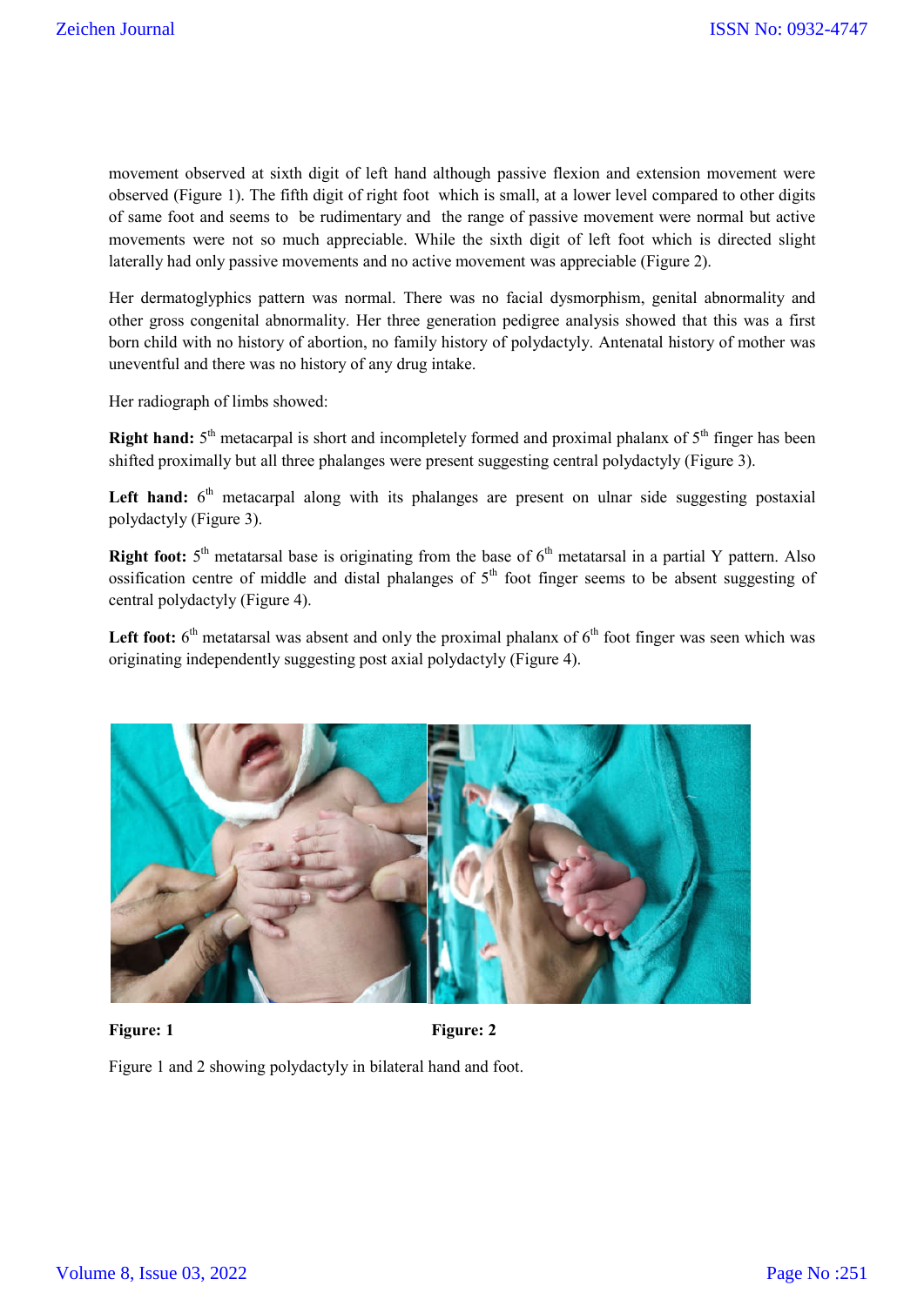movement observed at sixth digit of left hand although passive flexion and extension movement were observed (Figure 1). The fifth digit of right foot which is small, at a lower level compared to other digits of same foot and seems to be rudimentary and the range of passive movement were normal but active movements were not so much appreciable. While the sixth digit of left foot which is directed slight laterally had only passive movements and no active movement was appreciable (Figure 2).

Her dermatoglyphics pattern was normal. There was no facial dysmorphism, genital abnormality and other gross congenital abnormality. Her three generation pedigree analysis showed that this was a first born child with no history of abortion, no family history of polydactyly. Antenatal history of mother was uneventful and there was no history of any drug intake.

Her radiograph of limbs showed:

**Right hand:** 5th metacarpal is short and incompletely formed and proximal phalanx of 5th finger has been shifted proximally but all three phalanges were present suggesting central polydactyly (Figure 3).

**Left hand:** 6th metacarpal along with its phalanges are present on ulnar side suggesting postaxial polydactyly (Figure 3).

**Right foot:** 5th metatarsal base is originating from the base of 6th metatarsal in a partial Y pattern. Also ossification centre of middle and distal phalanges of 5th foot finger seems to be absent suggesting of central polydactyly (Figure 4).

**Left foot:** 6th metatarsal was absent and only the proximal phalanx of 6th foot finger was seen which was originating independently suggesting post axial polydactyly (Figure 4).

**Figure: 1** **Figure: 2**

Figure 1 and 2 showing polydactyly in bilateral hand and foot.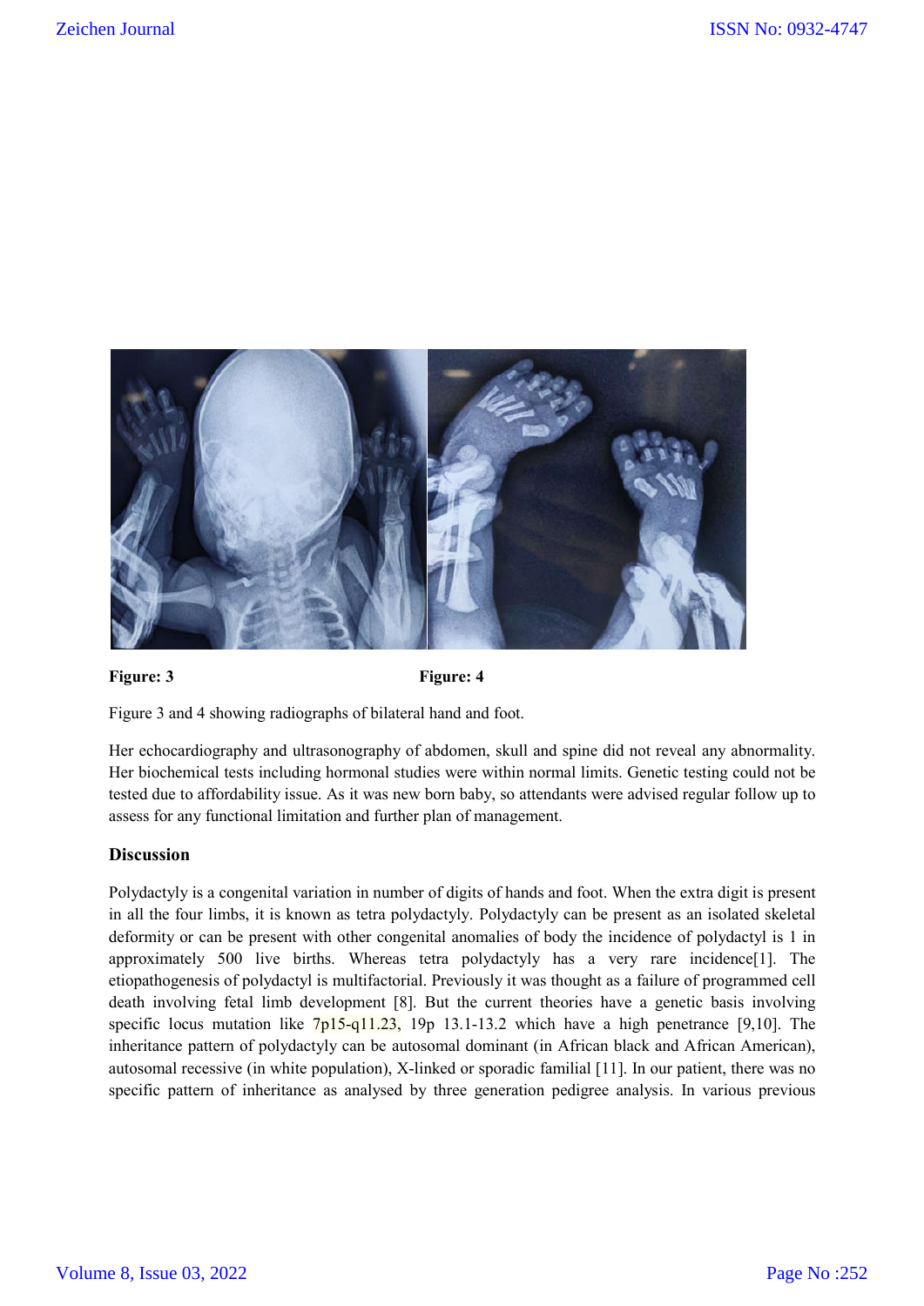**Figure: 3** **Figure: 4**

Figure 3 and 4 showing radiographs of bilateral hand and foot.

Her echocardiography and ultrasonography of abdomen, skull and spine did not reveal any abnormality. Her biochemical tests including hormonal studies were within normal limits. Genetic testing could not be tested due to affordability issue. As it was new born baby, so attendants were advised regular follow up to assess for any functional limitation and further plan of management.

**Discussion**

Polydactyly is a congenital variation in number of digits of hands and foot. When the extra digit is present in all the four limbs, it is known as tetra polydactyly. Polydactyly can be present as an isolated skeletal deformity or can be present with other congenital anomalies of body the incidence of polydactyl is 1 in approximately 500 live births. Whereas tetra polydactyly has a very rare incidence[1]. The etiopathogenesis of polydactyl is multifactorial. Previously it was thought as a failure of programmed cell death involving fetal limb development [8]. But the current theories have a genetic basis involving specific locus mutation like 7p15-q11.23, 19p 13.1-13.2 which have a high penetrance [9,10]. The inheritance pattern of polydactyly can be autosomal dominant (in African black and African American), autosomal recessive (in white population), X-linked or sporadic familial [11]. In our patient, there was no specific pattern of inheritance as analysed by three generation pedigree analysis. In various previous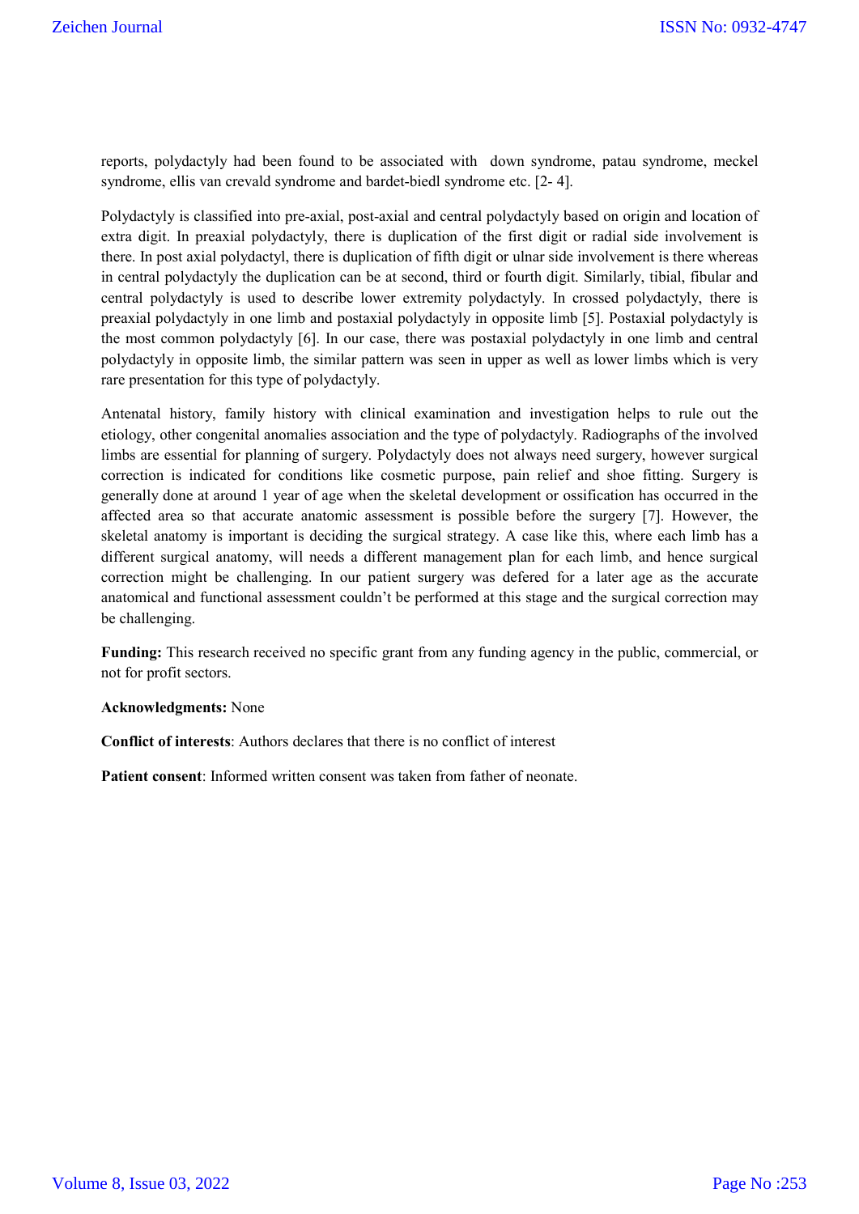reports, polydactyly had been found to be associated with down syndrome, patau syndrome, meckel syndrome, ellis van crevald syndrome and bardet-biedl syndrome etc. [2- 4].

Polydactyly is classified into pre-axial, post-axial and central polydactyly based on origin and location of extra digit. In preaxial polydactyly, there is duplication of the first digit or radial side involvement is there. In post axial polydactyl, there is duplication of fifth digit or ulnar side involvement is there whereas in central polydactyly the duplication can be at second, third or fourth digit. Similarly, tibial, fibular and central polydactyly is used to describe lower extremity polydactyly. In crossed polydactyly, there is preaxial polydactyly in one limb and postaxial polydactyly in opposite limb [5]. Postaxial polydactyly is the most common polydactyly [6]. In our case, there was postaxial polydactyly in one limb and central polydactyly in opposite limb, the similar pattern was seen in upper as well as lower limbs which is very rare presentation for this type of polydactyly.

Antenatal history, family history with clinical examination and investigation helps to rule out the etiology, other congenital anomalies association and the type of polydactyly. Radiographs of the involved limbs are essential for planning of surgery. Polydactyly does not always need surgery, however surgical correction is indicated for conditions like cosmetic purpose, pain relief and shoe fitting. Surgery is generally done at around 1 year of age when the skeletal development or ossification has occurred in the affected area so that accurate anatomic assessment is possible before the surgery [7]. However, the skeletal anatomy is important is deciding the surgical strategy. A case like this, where each limb has a different surgical anatomy, will needs a different management plan for each limb, and hence surgical correction might be challenging. In our patient surgery was defered for a later age as the accurate anatomical and functional assessment couldn't be performed at this stage and the surgical correction may be challenging.

**Funding:** This research received no specific grant from any funding agency in the public, commercial, or not for profit sectors.

**Acknowledgments:** None

**Conflict of interests**: Authors declares that there is no conflict of interest

**Patient consent**: Informed written consent was taken from father of neonate.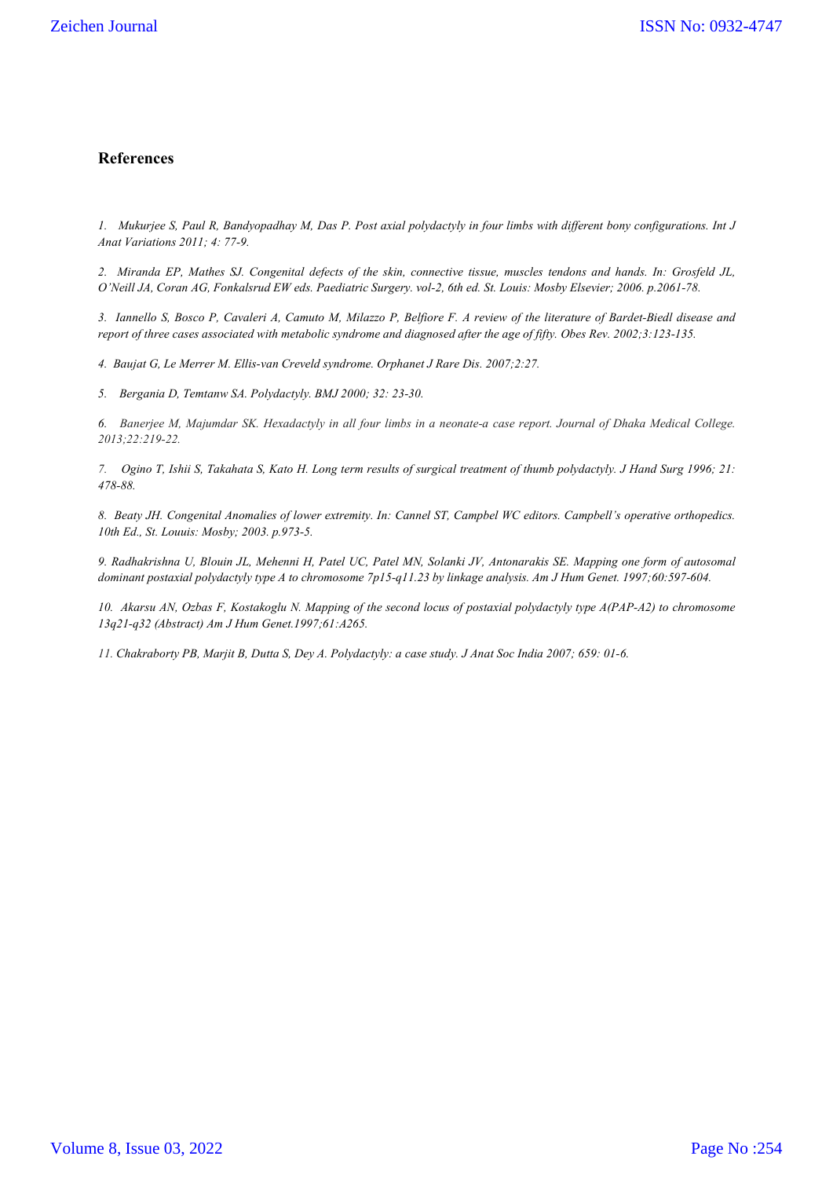## References

*1. Mukurjee S, Paul R, Bandyopadhay M, Das P. Post axial polydactyly in four limbs with different bony configurations. Int J Anat Variations 2011; 4: 77-9.*

*2. Miranda EP, Mathes SJ. Congenital defects of the skin, connective tissue, muscles tendons and hands. In: Grosfeld JL, O'Neill JA, Coran AG, Fonkalsrud EW eds. Paediatric Surgery. vol-2, 6th ed. St. Louis: Mosby Elsevier; 2006. p.2061-78.*

*3. Iannello S, Bosco P, Cavaleri A, Camuto M, Milazzo P, Belfiore F. A review of the literature of Bardet-Biedl disease and report of three cases associated with metabolic syndrome and diagnosed after the age of fifty. Obes Rev. 2002;3:123-135.*

*4. Baujat G, Le Merrer M. Ellis-van Creveld syndrome. Orphanet J Rare Dis. 2007;2:27.*

*5. Bergania D, Temtanw SA. Polydactyly. BMJ 2000; 32: 23-30.*

*6. Banerjee M, Majumdar SK. Hexadactyly in all four limbs in a neonate-a case report. Journal of Dhaka Medical College. 2013;22:219-22.*

*7. Ogino T, Ishii S, Takahata S, Kato H. Long term results of surgical treatment of thumb polydactyly. J Hand Surg 1996; 21: 478-88.*

*8. Beaty JH. Congenital Anomalies of lower extremity. In: Cannel ST, Campbel WC editors. Campbell's operative orthopedics. 10th Ed., St. Louuis: Mosby; 2003. p.973-5.*

*9. Radhakrishna U, Blouin JL, Mehenni H, Patel UC, Patel MN, Solanki JV, Antonarakis SE. Mapping one form of autosomal dominant postaxial polydactyly type A to chromosome 7p15-q11.23 by linkage analysis. Am J Hum Genet. 1997;60:597-604.*

*10. Akarsu AN, Ozbas F, Kostakoglu N. Mapping of the second locus of postaxial polydactyly type A(PAP-A2) to chromosome 13q21-q32 (Abstract) Am J Hum Genet.1997;61:A265.*

*11. Chakraborty PB, Marjit B, Dutta S, Dey A. Polydactyly: a case study. J Anat Soc India 2007; 659: 01-6.*